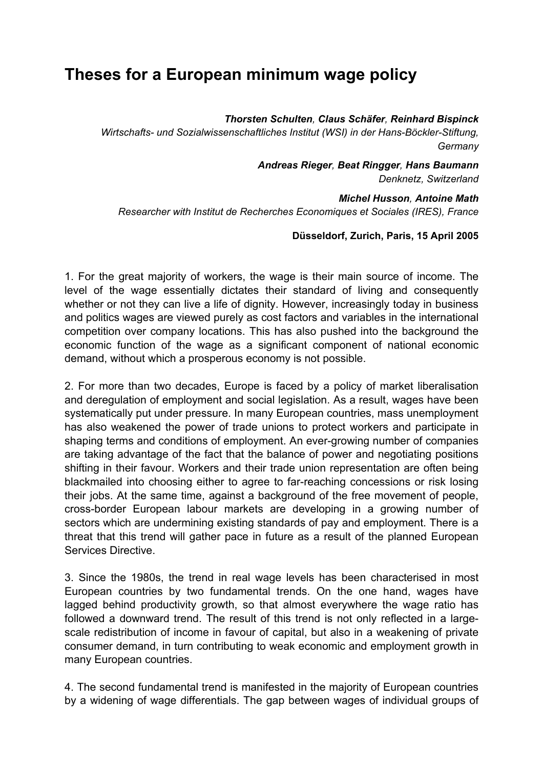# Theses for a European minimum wage policy

***Thorsten Schulten**, **Claus Schäfer**, **Reinhard Bispinck***
*Wirtschafts- und Sozialwissenschaftliches Institut (WSI) in der Hans-Böckler-Stiftung, Germany*

***Andreas Rieger**, **Beat Ringger**, **Hans Baumann***
*Denknetz, Switzerland*

***Michel Husson**, **Antoine Math***
*Researcher with Institut de Recherches Economiques et Sociales (IRES), France*

**Düsseldorf, Zurich, Paris, 15 April 2005**

1. For the great majority of workers, the wage is their main source of income. The level of the wage essentially dictates their standard of living and consequently whether or not they can live a life of dignity. However, increasingly today in business and politics wages are viewed purely as cost factors and variables in the international competition over company locations. This has also pushed into the background the economic function of the wage as a significant component of national economic demand, without which a prosperous economy is not possible.

2. For more than two decades, Europe is faced by a policy of market liberalisation and deregulation of employment and social legislation. As a result, wages have been systematically put under pressure. In many European countries, mass unemployment has also weakened the power of trade unions to protect workers and participate in shaping terms and conditions of employment. An ever-growing number of companies are taking advantage of the fact that the balance of power and negotiating positions shifting in their favour. Workers and their trade union representation are often being blackmailed into choosing either to agree to far-reaching concessions or risk losing their jobs. At the same time, against a background of the free movement of people, cross-border European labour markets are developing in a growing number of sectors which are undermining existing standards of pay and employment. There is a threat that this trend will gather pace in future as a result of the planned European Services Directive.

3. Since the 1980s, the trend in real wage levels has been characterised in most European countries by two fundamental trends. On the one hand, wages have lagged behind productivity growth, so that almost everywhere the wage ratio has followed a downward trend. The result of this trend is not only reflected in a large-scale redistribution of income in favour of capital, but also in a weakening of private consumer demand, in turn contributing to weak economic and employment growth in many European countries.

4. The second fundamental trend is manifested in the majority of European countries by a widening of wage differentials. The gap between wages of individual groups of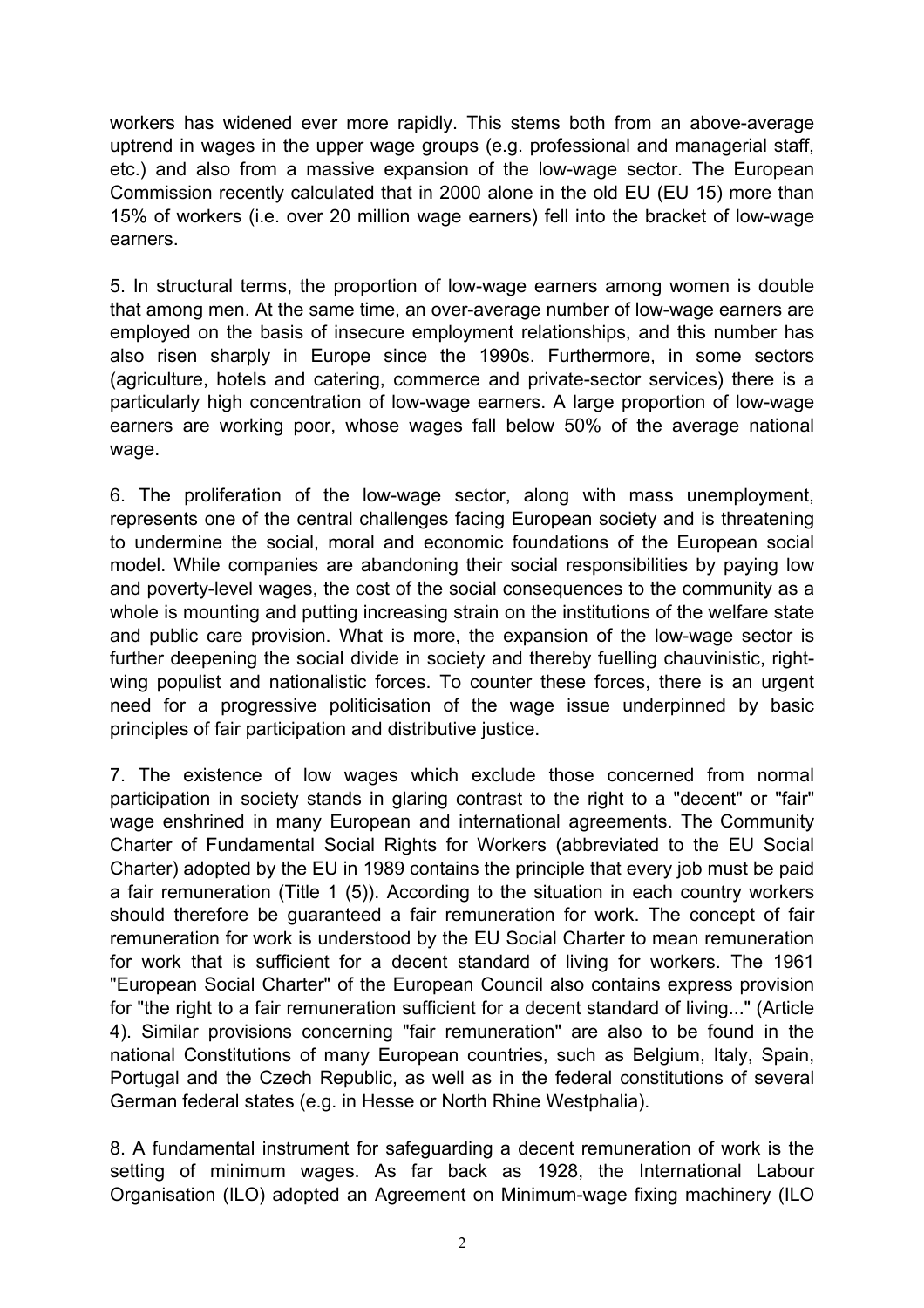workers has widened ever more rapidly. This stems both from an above-average uptrend in wages in the upper wage groups (e.g. professional and managerial staff, etc.) and also from a massive expansion of the low-wage sector. The European Commission recently calculated that in 2000 alone in the old EU (EU 15) more than 15% of workers (i.e. over 20 million wage earners) fell into the bracket of low-wage earners.

5. In structural terms, the proportion of low-wage earners among women is double that among men. At the same time, an over-average number of low-wage earners are employed on the basis of insecure employment relationships, and this number has also risen sharply in Europe since the 1990s. Furthermore, in some sectors (agriculture, hotels and catering, commerce and private-sector services) there is a particularly high concentration of low-wage earners. A large proportion of low-wage earners are working poor, whose wages fall below 50% of the average national wage.

6. The proliferation of the low-wage sector, along with mass unemployment, represents one of the central challenges facing European society and is threatening to undermine the social, moral and economic foundations of the European social model. While companies are abandoning their social responsibilities by paying low and poverty-level wages, the cost of the social consequences to the community as a whole is mounting and putting increasing strain on the institutions of the welfare state and public care provision. What is more, the expansion of the low-wage sector is further deepening the social divide in society and thereby fuelling chauvinistic, right-wing populist and nationalistic forces. To counter these forces, there is an urgent need for a progressive politicisation of the wage issue underpinned by basic principles of fair participation and distributive justice.

7. The existence of low wages which exclude those concerned from normal participation in society stands in glaring contrast to the right to a "decent" or "fair" wage enshrined in many European and international agreements. The Community Charter of Fundamental Social Rights for Workers (abbreviated to the EU Social Charter) adopted by the EU in 1989 contains the principle that every job must be paid a fair remuneration (Title 1 (5)). According to the situation in each country workers should therefore be guaranteed a fair remuneration for work. The concept of fair remuneration for work is understood by the EU Social Charter to mean remuneration for work that is sufficient for a decent standard of living for workers. The 1961 "European Social Charter" of the European Council also contains express provision for "the right to a fair remuneration sufficient for a decent standard of living..." (Article 4). Similar provisions concerning "fair remuneration" are also to be found in the national Constitutions of many European countries, such as Belgium, Italy, Spain, Portugal and the Czech Republic, as well as in the federal constitutions of several German federal states (e.g. in Hesse or North Rhine Westphalia).

8. A fundamental instrument for safeguarding a decent remuneration of work is the setting of minimum wages. As far back as 1928, the International Labour Organisation (ILO) adopted an Agreement on Minimum-wage fixing machinery (ILO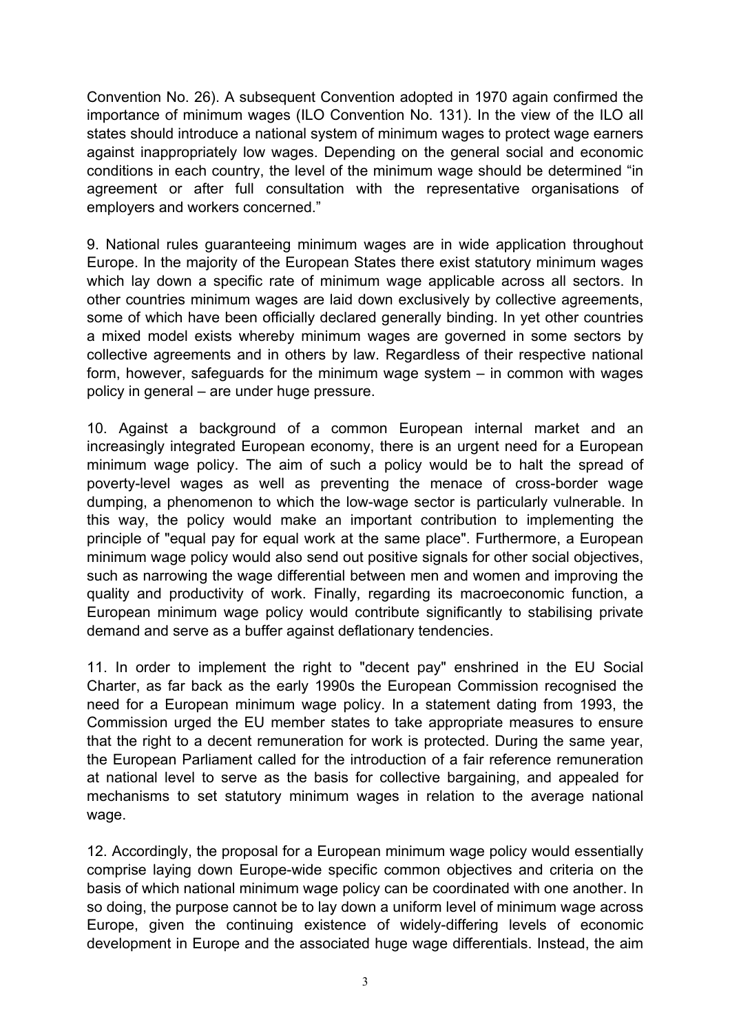Convention No. 26). A subsequent Convention adopted in 1970 again confirmed the importance of minimum wages (ILO Convention No. 131). In the view of the ILO all states should introduce a national system of minimum wages to protect wage earners against inappropriately low wages. Depending on the general social and economic conditions in each country, the level of the minimum wage should be determined "in agreement or after full consultation with the representative organisations of employers and workers concerned."

9. National rules guaranteeing minimum wages are in wide application throughout Europe. In the majority of the European States there exist statutory minimum wages which lay down a specific rate of minimum wage applicable across all sectors. In other countries minimum wages are laid down exclusively by collective agreements, some of which have been officially declared generally binding. In yet other countries a mixed model exists whereby minimum wages are governed in some sectors by collective agreements and in others by law. Regardless of their respective national form, however, safeguards for the minimum wage system – in common with wages policy in general – are under huge pressure.

10. Against a background of a common European internal market and an increasingly integrated European economy, there is an urgent need for a European minimum wage policy. The aim of such a policy would be to halt the spread of poverty-level wages as well as preventing the menace of cross-border wage dumping, a phenomenon to which the low-wage sector is particularly vulnerable. In this way, the policy would make an important contribution to implementing the principle of "equal pay for equal work at the same place". Furthermore, a European minimum wage policy would also send out positive signals for other social objectives, such as narrowing the wage differential between men and women and improving the quality and productivity of work. Finally, regarding its macroeconomic function, a European minimum wage policy would contribute significantly to stabilising private demand and serve as a buffer against deflationary tendencies.

11. In order to implement the right to "decent pay" enshrined in the EU Social Charter, as far back as the early 1990s the European Commission recognised the need for a European minimum wage policy. In a statement dating from 1993, the Commission urged the EU member states to take appropriate measures to ensure that the right to a decent remuneration for work is protected. During the same year, the European Parliament called for the introduction of a fair reference remuneration at national level to serve as the basis for collective bargaining, and appealed for mechanisms to set statutory minimum wages in relation to the average national wage.

12. Accordingly, the proposal for a European minimum wage policy would essentially comprise laying down Europe-wide specific common objectives and criteria on the basis of which national minimum wage policy can be coordinated with one another. In so doing, the purpose cannot be to lay down a uniform level of minimum wage across Europe, given the continuing existence of widely-differing levels of economic development in Europe and the associated huge wage differentials. Instead, the aim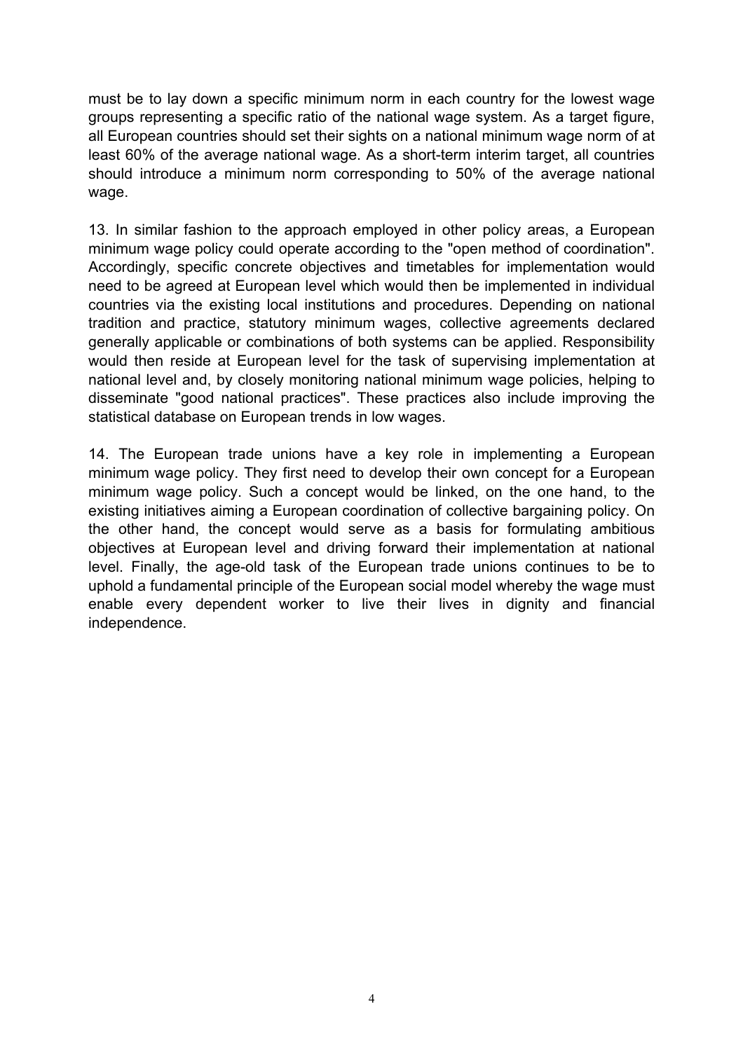must be to lay down a specific minimum norm in each country for the lowest wage groups representing a specific ratio of the national wage system. As a target figure, all European countries should set their sights on a national minimum wage norm of at least 60% of the average national wage. As a short-term interim target, all countries should introduce a minimum norm corresponding to 50% of the average national wage.

13. In similar fashion to the approach employed in other policy areas, a European minimum wage policy could operate according to the "open method of coordination". Accordingly, specific concrete objectives and timetables for implementation would need to be agreed at European level which would then be implemented in individual countries via the existing local institutions and procedures. Depending on national tradition and practice, statutory minimum wages, collective agreements declared generally applicable or combinations of both systems can be applied. Responsibility would then reside at European level for the task of supervising implementation at national level and, by closely monitoring national minimum wage policies, helping to disseminate "good national practices". These practices also include improving the statistical database on European trends in low wages.

14. The European trade unions have a key role in implementing a European minimum wage policy. They first need to develop their own concept for a European minimum wage policy. Such a concept would be linked, on the one hand, to the existing initiatives aiming a European coordination of collective bargaining policy. On the other hand, the concept would serve as a basis for formulating ambitious objectives at European level and driving forward their implementation at national level. Finally, the age-old task of the European trade unions continues to be to uphold a fundamental principle of the European social model whereby the wage must enable every dependent worker to live their lives in dignity and financial independence.